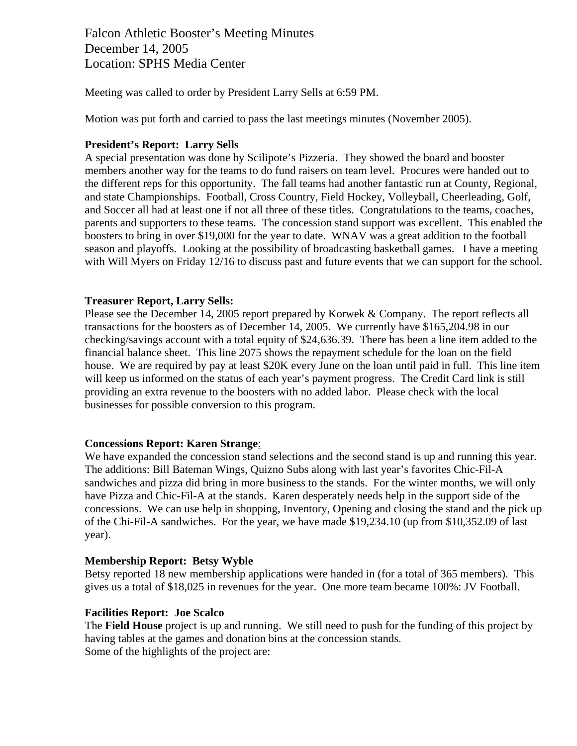# Falcon Athletic Booster's Meeting Minutes
December 14, 2005
Location: SPHS Media Center

Meeting was called to order by President Larry Sells at 6:59 PM.

Motion was put forth and carried to pass the last meetings minutes (November 2005).

**President's Report: Larry Sells**
A special presentation was done by Scilipote's Pizzeria. They showed the board and booster members another way for the teams to do fund raisers on team level. Procures were handed out to the different reps for this opportunity. The fall teams had another fantastic run at County, Regional, and state Championships. Football, Cross Country, Field Hockey, Volleyball, Cheerleading, Golf, and Soccer all had at least one if not all three of these titles. Congratulations to the teams, coaches, parents and supporters to these teams. The concession stand support was excellent. This enabled the boosters to bring in over $19,000 for the year to date. WNAV was a great addition to the football season and playoffs. Looking at the possibility of broadcasting basketball games. I have a meeting with Will Myers on Friday 12/16 to discuss past and future events that we can support for the school.

**Treasurer Report, Larry Sells:**
Please see the December 14, 2005 report prepared by Korwek & Company. The report reflects all transactions for the boosters as of December 14, 2005. We currently have $165,204.98 in our checking/savings account with a total equity of $24,636.39. There has been a line item added to the financial balance sheet. This line 2075 shows the repayment schedule for the loan on the field house. We are required by pay at least $20K every June on the loan until paid in full. This line item will keep us informed on the status of each year's payment progress. The Credit Card link is still providing an extra revenue to the boosters with no added labor. Please check with the local businesses for possible conversion to this program.

**Concessions Report: Karen Strange**:
We have expanded the concession stand selections and the second stand is up and running this year. The additions: Bill Bateman Wings, Quizno Subs along with last year's favorites Chic-Fil-A sandwiches and pizza did bring in more business to the stands. For the winter months, we will only have Pizza and Chic-Fil-A at the stands. Karen desperately needs help in the support side of the concessions. We can use help in shopping, Inventory, Opening and closing the stand and the pick up of the Chi-Fil-A sandwiches. For the year, we have made $19,234.10 (up from $10,352.09 of last year).

**Membership Report: Betsy Wyble**
Betsy reported 18 new membership applications were handed in (for a total of 365 members). This gives us a total of $18,025 in revenues for the year. One more team became 100%: JV Football.

**Facilities Report: Joe Scalco**
The **Field House** project is up and running. We still need to push for the funding of this project by having tables at the games and donation bins at the concession stands.
Some of the highlights of the project are: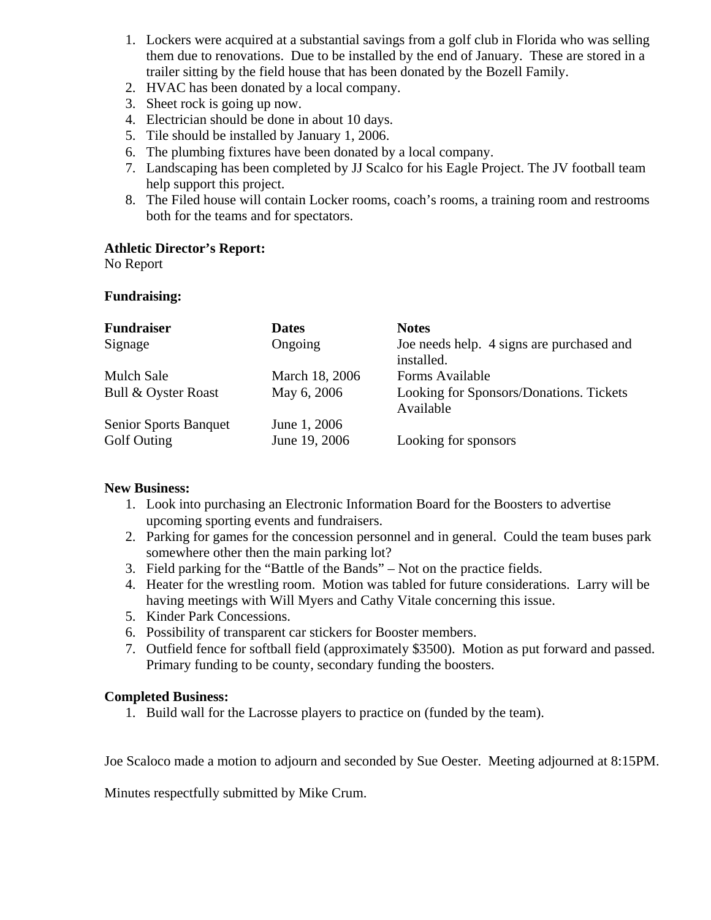1. Lockers were acquired at a substantial savings from a golf club in Florida who was selling them due to renovations. Due to be installed by the end of January. These are stored in a trailer sitting by the field house that has been donated by the Bozell Family.
2. HVAC has been donated by a local company.
3. Sheet rock is going up now.
4. Electrician should be done in about 10 days.
5. Tile should be installed by January 1, 2006.
6. The plumbing fixtures have been donated by a local company.
7. Landscaping has been completed by JJ Scalco for his Eagle Project. The JV football team help support this project.
8. The Filed house will contain Locker rooms, coach's rooms, a training room and restrooms both for the teams and for spectators.

**Athletic Director's Report:**
No Report

**Fundraising:**

| **Fundraiser** | **Dates** | **Notes** |
|---|---|---|
| Signage | Ongoing | Joe needs help. 4 signs are purchased and installed. |
| Mulch Sale | March 18, 2006 | Forms Available |
| Bull & Oyster Roast | May 6, 2006 | Looking for Sponsors/Donations. Tickets Available |
| Senior Sports Banquet | June 1, 2006 | |
| Golf Outing | June 19, 2006 | Looking for sponsors |

**New Business:**
1. Look into purchasing an Electronic Information Board for the Boosters to advertise upcoming sporting events and fundraisers.
2. Parking for games for the concession personnel and in general. Could the team buses park somewhere other then the main parking lot?
3. Field parking for the "Battle of the Bands" – Not on the practice fields.
4. Heater for the wrestling room. Motion was tabled for future considerations. Larry will be having meetings with Will Myers and Cathy Vitale concerning this issue.
5. Kinder Park Concessions.
6. Possibility of transparent car stickers for Booster members.
7. Outfield fence for softball field (approximately $3500). Motion as put forward and passed. Primary funding to be county, secondary funding the boosters.

**Completed Business:**
1. Build wall for the Lacrosse players to practice on (funded by the team).

Joe Scaloco made a motion to adjourn and seconded by Sue Oester. Meeting adjourned at 8:15PM.

Minutes respectfully submitted by Mike Crum.